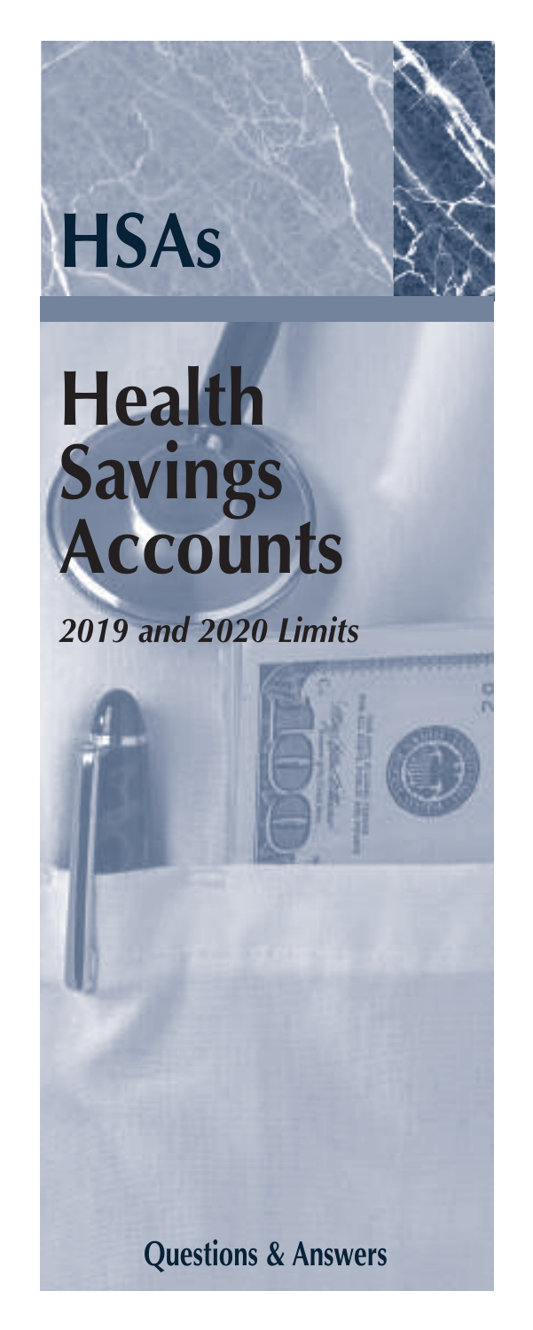# HSAs

# Health Savings Accounts

***2019 and 2020 Limits***

**Questions & Answers**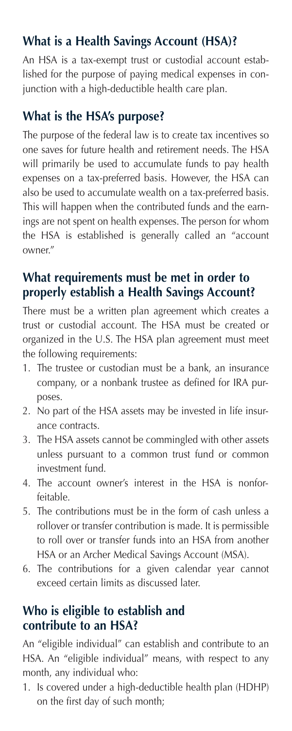## What is a Health Savings Account (HSA)?

An HSA is a tax-exempt trust or custodial account established for the purpose of paying medical expenses in conjunction with a high-deductible health care plan.

## What is the HSA's purpose?

The purpose of the federal law is to create tax incentives so one saves for future health and retirement needs. The HSA will primarily be used to accumulate funds to pay health expenses on a tax-preferred basis. However, the HSA can also be used to accumulate wealth on a tax-preferred basis. This will happen when the contributed funds and the earnings are not spent on health expenses. The person for whom the HSA is established is generally called an "account owner."

## What requirements must be met in order to properly establish a Health Savings Account?

There must be a written plan agreement which creates a trust or custodial account. The HSA must be created or organized in the U.S. The HSA plan agreement must meet the following requirements:

1. The trustee or custodian must be a bank, an insurance company, or a nonbank trustee as defined for IRA purposes.
2. No part of the HSA assets may be invested in life insurance contracts.
3. The HSA assets cannot be commingled with other assets unless pursuant to a common trust fund or common investment fund.
4. The account owner's interest in the HSA is nonforfeitable.
5. The contributions must be in the form of cash unless a rollover or transfer contribution is made. It is permissible to roll over or transfer funds into an HSA from another HSA or an Archer Medical Savings Account (MSA).
6. The contributions for a given calendar year cannot exceed certain limits as discussed later.

## Who is eligible to establish and contribute to an HSA?

An "eligible individual" can establish and contribute to an HSA. An "eligible individual" means, with respect to any month, any individual who:

1. Is covered under a high-deductible health plan (HDHP) on the first day of such month;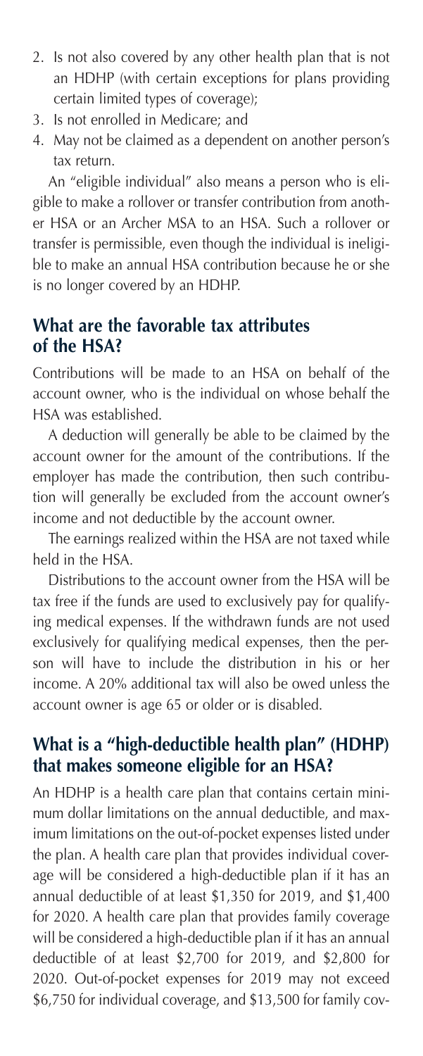2. Is not also covered by any other health plan that is not an HDHP (with certain exceptions for plans providing certain limited types of coverage);
3. Is not enrolled in Medicare; and
4. May not be claimed as a dependent on another person's tax return.

An "eligible individual" also means a person who is eligible to make a rollover or transfer contribution from another HSA or an Archer MSA to an HSA. Such a rollover or transfer is permissible, even though the individual is ineligible to make an annual HSA contribution because he or she is no longer covered by an HDHP.

## What are the favorable tax attributes of the HSA?

Contributions will be made to an HSA on behalf of the account owner, who is the individual on whose behalf the HSA was established.

A deduction will generally be able to be claimed by the account owner for the amount of the contributions. If the employer has made the contribution, then such contribution will generally be excluded from the account owner's income and not deductible by the account owner.

The earnings realized within the HSA are not taxed while held in the HSA.

Distributions to the account owner from the HSA will be tax free if the funds are used to exclusively pay for qualifying medical expenses. If the withdrawn funds are not used exclusively for qualifying medical expenses, then the person will have to include the distribution in his or her income. A 20% additional tax will also be owed unless the account owner is age 65 or older or is disabled.

## What is a "high-deductible health plan" (HDHP) that makes someone eligible for an HSA?

An HDHP is a health care plan that contains certain minimum dollar limitations on the annual deductible, and maximum limitations on the out-of-pocket expenses listed under the plan. A health care plan that provides individual coverage will be considered a high-deductible plan if it has an annual deductible of at least $1,350 for 2019, and $1,400 for 2020. A health care plan that provides family coverage will be considered a high-deductible plan if it has an annual deductible of at least $2,700 for 2019, and $2,800 for 2020. Out-of-pocket expenses for 2019 may not exceed $6,750 for individual coverage, and $13,500 for family cov-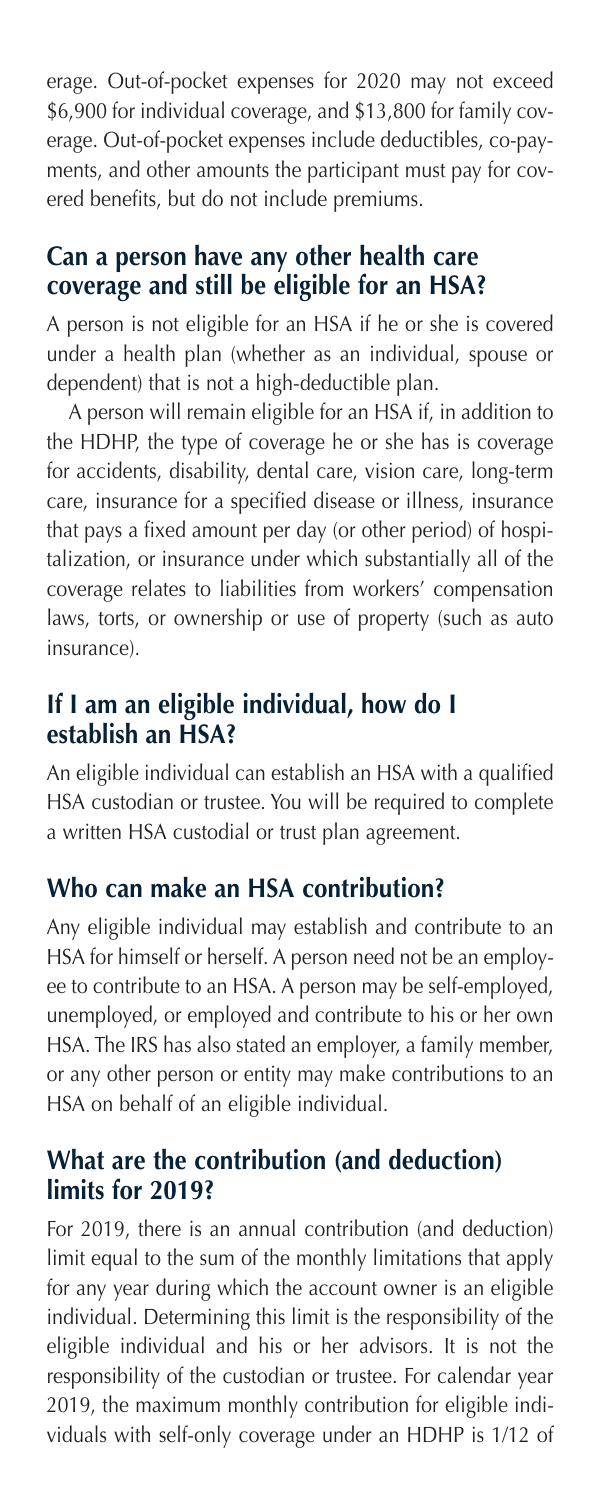erage. Out-of-pocket expenses for 2020 may not exceed $6,900 for individual coverage, and $13,800 for family coverage. Out-of-pocket expenses include deductibles, co-payments, and other amounts the participant must pay for covered benefits, but do not include premiums.

## Can a person have any other health care coverage and still be eligible for an HSA?

A person is not eligible for an HSA if he or she is covered under a health plan (whether as an individual, spouse or dependent) that is not a high-deductible plan.

A person will remain eligible for an HSA if, in addition to the HDHP, the type of coverage he or she has is coverage for accidents, disability, dental care, vision care, long-term care, insurance for a specified disease or illness, insurance that pays a fixed amount per day (or other period) of hospitalization, or insurance under which substantially all of the coverage relates to liabilities from workers' compensation laws, torts, or ownership or use of property (such as auto insurance).

## If I am an eligible individual, how do I establish an HSA?

An eligible individual can establish an HSA with a qualified HSA custodian or trustee. You will be required to complete a written HSA custodial or trust plan agreement.

## Who can make an HSA contribution?

Any eligible individual may establish and contribute to an HSA for himself or herself. A person need not be an employee to contribute to an HSA. A person may be self-employed, unemployed, or employed and contribute to his or her own HSA. The IRS has also stated an employer, a family member, or any other person or entity may make contributions to an HSA on behalf of an eligible individual.

## What are the contribution (and deduction) limits for 2019?

For 2019, there is an annual contribution (and deduction) limit equal to the sum of the monthly limitations that apply for any year during which the account owner is an eligible individual. Determining this limit is the responsibility of the eligible individual and his or her advisors. It is not the responsibility of the custodian or trustee. For calendar year 2019, the maximum monthly contribution for eligible individuals with self-only coverage under an HDHP is 1/12 of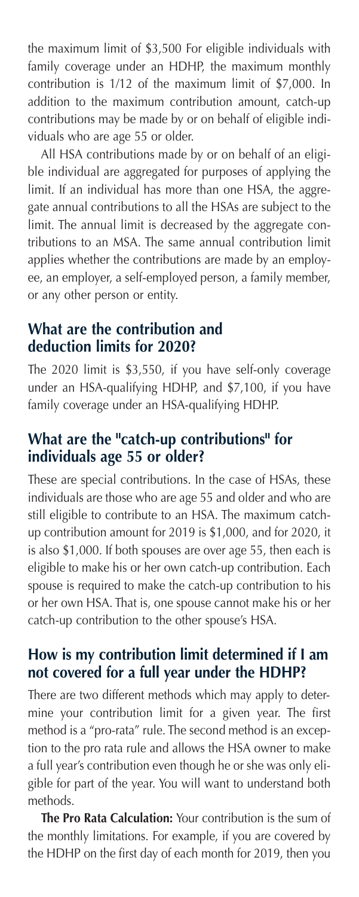the maximum limit of $3,500 For eligible individuals with family coverage under an HDHP, the maximum monthly contribution is 1/12 of the maximum limit of $7,000. In addition to the maximum contribution amount, catch-up contributions may be made by or on behalf of eligible individuals who are age 55 or older.

All HSA contributions made by or on behalf of an eligible individual are aggregated for purposes of applying the limit. If an individual has more than one HSA, the aggregate annual contributions to all the HSAs are subject to the limit. The annual limit is decreased by the aggregate contributions to an MSA. The same annual contribution limit applies whether the contributions are made by an employee, an employer, a self-employed person, a family member, or any other person or entity.

## What are the contribution and deduction limits for 2020?

The 2020 limit is $3,550, if you have self-only coverage under an HSA-qualifying HDHP, and $7,100, if you have family coverage under an HSA-qualifying HDHP.

## What are the "catch-up contributions" for individuals age 55 or older?

These are special contributions. In the case of HSAs, these individuals are those who are age 55 and older and who are still eligible to contribute to an HSA. The maximum catch-up contribution amount for 2019 is $1,000, and for 2020, it is also $1,000. If both spouses are over age 55, then each is eligible to make his or her own catch-up contribution. Each spouse is required to make the catch-up contribution to his or her own HSA. That is, one spouse cannot make his or her catch-up contribution to the other spouse's HSA.

## How is my contribution limit determined if I am not covered for a full year under the HDHP?

There are two different methods which may apply to determine your contribution limit for a given year. The first method is a "pro-rata" rule. The second method is an exception to the pro rata rule and allows the HSA owner to make a full year's contribution even though he or she was only eligible for part of the year. You will want to understand both methods.

**The Pro Rata Calculation:** Your contribution is the sum of the monthly limitations. For example, if you are covered by the HDHP on the first day of each month for 2019, then you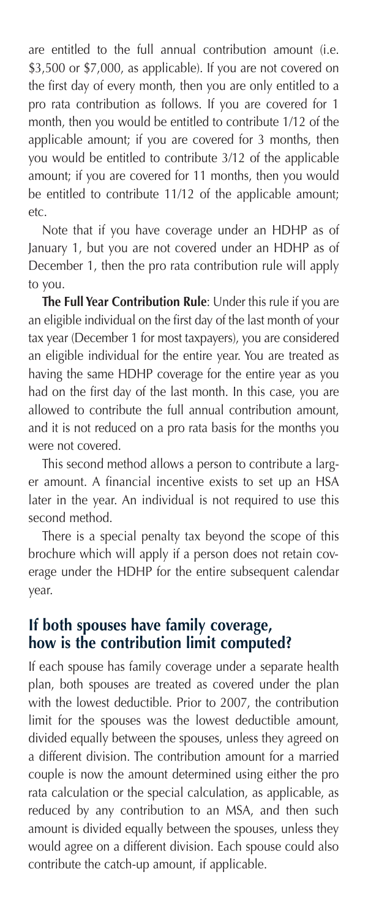are entitled to the full annual contribution amount (i.e. $3,500 or $7,000, as applicable). If you are not covered on the first day of every month, then you are only entitled to a pro rata contribution as follows. If you are covered for 1 month, then you would be entitled to contribute 1/12 of the applicable amount; if you are covered for 3 months, then you would be entitled to contribute 3/12 of the applicable amount; if you are covered for 11 months, then you would be entitled to contribute 11/12 of the applicable amount; etc.

Note that if you have coverage under an HDHP as of January 1, but you are not covered under an HDHP as of December 1, then the pro rata contribution rule will apply to you.

**The Full Year Contribution Rule**: Under this rule if you are an eligible individual on the first day of the last month of your tax year (December 1 for most taxpayers), you are considered an eligible individual for the entire year. You are treated as having the same HDHP coverage for the entire year as you had on the first day of the last month. In this case, you are allowed to contribute the full annual contribution amount, and it is not reduced on a pro rata basis for the months you were not covered.

This second method allows a person to contribute a larger amount. A financial incentive exists to set up an HSA later in the year. An individual is not required to use this second method.

There is a special penalty tax beyond the scope of this brochure which will apply if a person does not retain coverage under the HDHP for the entire subsequent calendar year.

## If both spouses have family coverage, how is the contribution limit computed?

If each spouse has family coverage under a separate health plan, both spouses are treated as covered under the plan with the lowest deductible. Prior to 2007, the contribution limit for the spouses was the lowest deductible amount, divided equally between the spouses, unless they agreed on a different division. The contribution amount for a married couple is now the amount determined using either the pro rata calculation or the special calculation, as applicable, as reduced by any contribution to an MSA, and then such amount is divided equally between the spouses, unless they would agree on a different division. Each spouse could also contribute the catch-up amount, if applicable.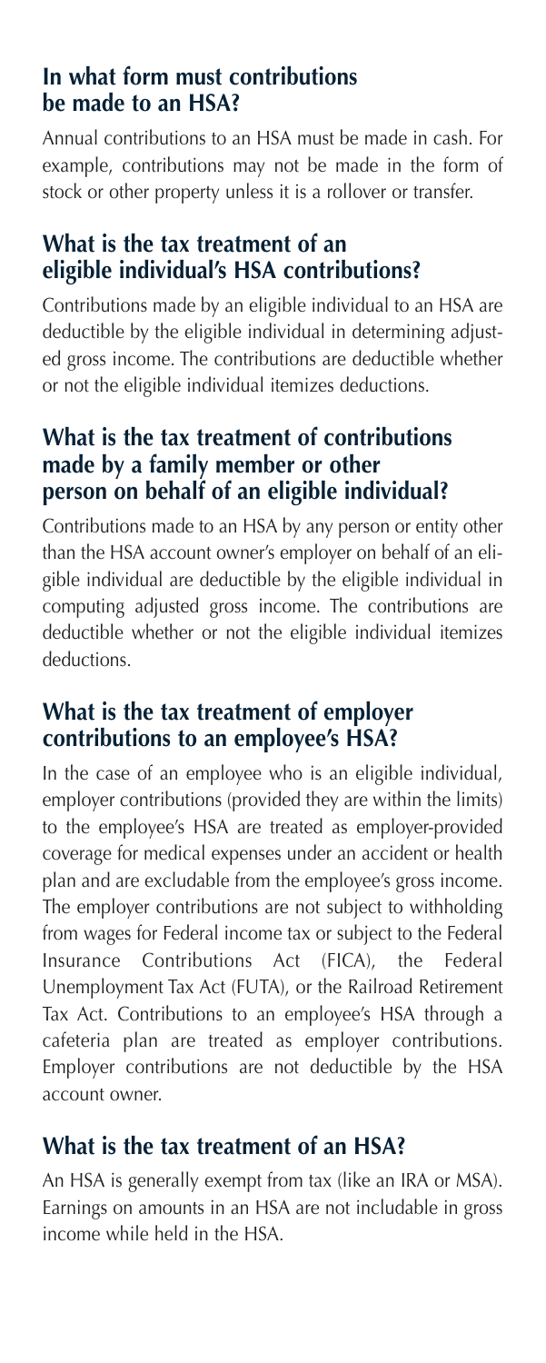## In what form must contributions be made to an HSA?

Annual contributions to an HSA must be made in cash. For example, contributions may not be made in the form of stock or other property unless it is a rollover or transfer.

## What is the tax treatment of an eligible individual's HSA contributions?

Contributions made by an eligible individual to an HSA are deductible by the eligible individual in determining adjusted gross income. The contributions are deductible whether or not the eligible individual itemizes deductions.

## What is the tax treatment of contributions made by a family member or other person on behalf of an eligible individual?

Contributions made to an HSA by any person or entity other than the HSA account owner's employer on behalf of an eligible individual are deductible by the eligible individual in computing adjusted gross income. The contributions are deductible whether or not the eligible individual itemizes deductions.

## What is the tax treatment of employer contributions to an employee's HSA?

In the case of an employee who is an eligible individual, employer contributions (provided they are within the limits) to the employee's HSA are treated as employer-provided coverage for medical expenses under an accident or health plan and are excludable from the employee's gross income. The employer contributions are not subject to withholding from wages for Federal income tax or subject to the Federal Insurance Contributions Act (FICA), the Federal Unemployment Tax Act (FUTA), or the Railroad Retirement Tax Act. Contributions to an employee's HSA through a cafeteria plan are treated as employer contributions. Employer contributions are not deductible by the HSA account owner.

## What is the tax treatment of an HSA?

An HSA is generally exempt from tax (like an IRA or MSA). Earnings on amounts in an HSA are not includable in gross income while held in the HSA.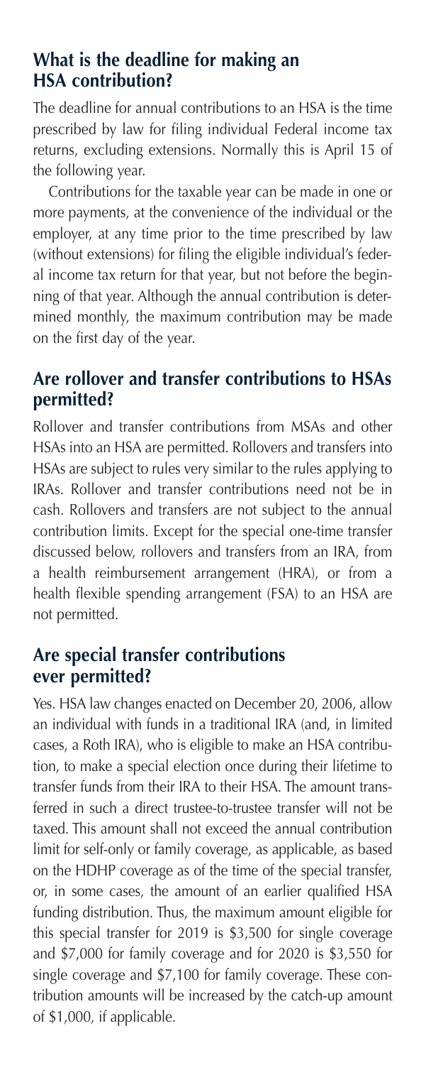## What is the deadline for making an HSA contribution?

The deadline for annual contributions to an HSA is the time prescribed by law for filing individual Federal income tax returns, excluding extensions. Normally this is April 15 of the following year.

Contributions for the taxable year can be made in one or more payments, at the convenience of the individual or the employer, at any time prior to the time prescribed by law (without extensions) for filing the eligible individual's federal income tax return for that year, but not before the beginning of that year. Although the annual contribution is determined monthly, the maximum contribution may be made on the first day of the year.

## Are rollover and transfer contributions to HSAs permitted?

Rollover and transfer contributions from MSAs and other HSAs into an HSA are permitted. Rollovers and transfers into HSAs are subject to rules very similar to the rules applying to IRAs. Rollover and transfer contributions need not be in cash. Rollovers and transfers are not subject to the annual contribution limits. Except for the special one-time transfer discussed below, rollovers and transfers from an IRA, from a health reimbursement arrangement (HRA), or from a health flexible spending arrangement (FSA) to an HSA are not permitted.

## Are special transfer contributions ever permitted?

Yes. HSA law changes enacted on December 20, 2006, allow an individual with funds in a traditional IRA (and, in limited cases, a Roth IRA), who is eligible to make an HSA contribution, to make a special election once during their lifetime to transfer funds from their IRA to their HSA. The amount transferred in such a direct trustee-to-trustee transfer will not be taxed. This amount shall not exceed the annual contribution limit for self-only or family coverage, as applicable, as based on the HDHP coverage as of the time of the special transfer, or, in some cases, the amount of an earlier qualified HSA funding distribution. Thus, the maximum amount eligible for this special transfer for 2019 is $3,500 for single coverage and $7,000 for family coverage and for 2020 is $3,550 for single coverage and $7,100 for family coverage. These contribution amounts will be increased by the catch-up amount of $1,000, if applicable.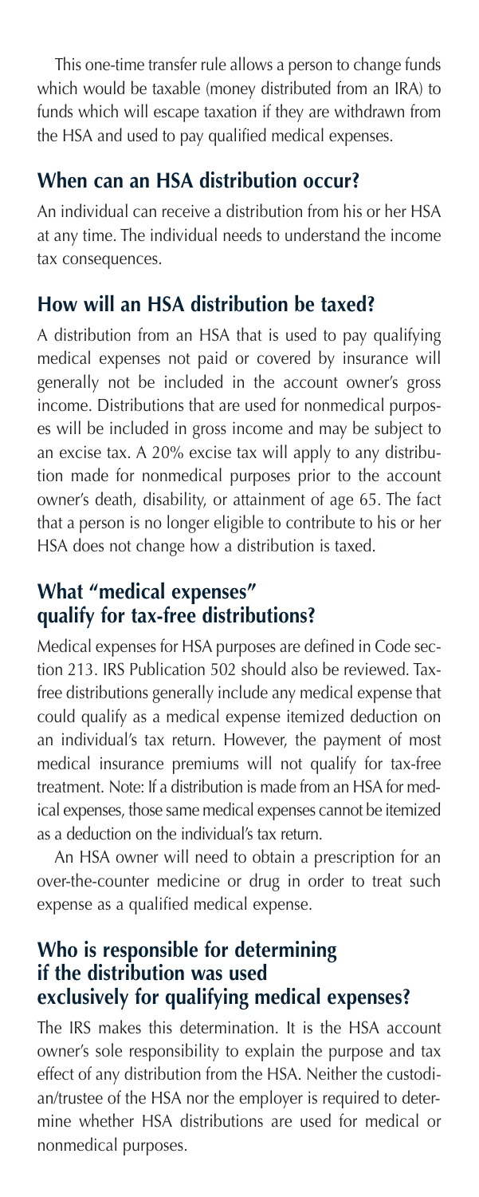This one-time transfer rule allows a person to change funds which would be taxable (money distributed from an IRA) to funds which will escape taxation if they are withdrawn from the HSA and used to pay qualified medical expenses.

## When can an HSA distribution occur?

An individual can receive a distribution from his or her HSA at any time. The individual needs to understand the income tax consequences.

## How will an HSA distribution be taxed?

A distribution from an HSA that is used to pay qualifying medical expenses not paid or covered by insurance will generally not be included in the account owner's gross income. Distributions that are used for nonmedical purposes will be included in gross income and may be subject to an excise tax. A 20% excise tax will apply to any distribution made for nonmedical purposes prior to the account owner's death, disability, or attainment of age 65. The fact that a person is no longer eligible to contribute to his or her HSA does not change how a distribution is taxed.

## What "medical expenses" qualify for tax-free distributions?

Medical expenses for HSA purposes are defined in Code section 213. IRS Publication 502 should also be reviewed. Tax-free distributions generally include any medical expense that could qualify as a medical expense itemized deduction on an individual's tax return. However, the payment of most medical insurance premiums will not qualify for tax-free treatment. Note: If a distribution is made from an HSA for medical expenses, those same medical expenses cannot be itemized as a deduction on the individual's tax return.

An HSA owner will need to obtain a prescription for an over-the-counter medicine or drug in order to treat such expense as a qualified medical expense.

## Who is responsible for determining if the distribution was used exclusively for qualifying medical expenses?

The IRS makes this determination. It is the HSA account owner's sole responsibility to explain the purpose and tax effect of any distribution from the HSA. Neither the custodian/trustee of the HSA nor the employer is required to determine whether HSA distributions are used for medical or nonmedical purposes.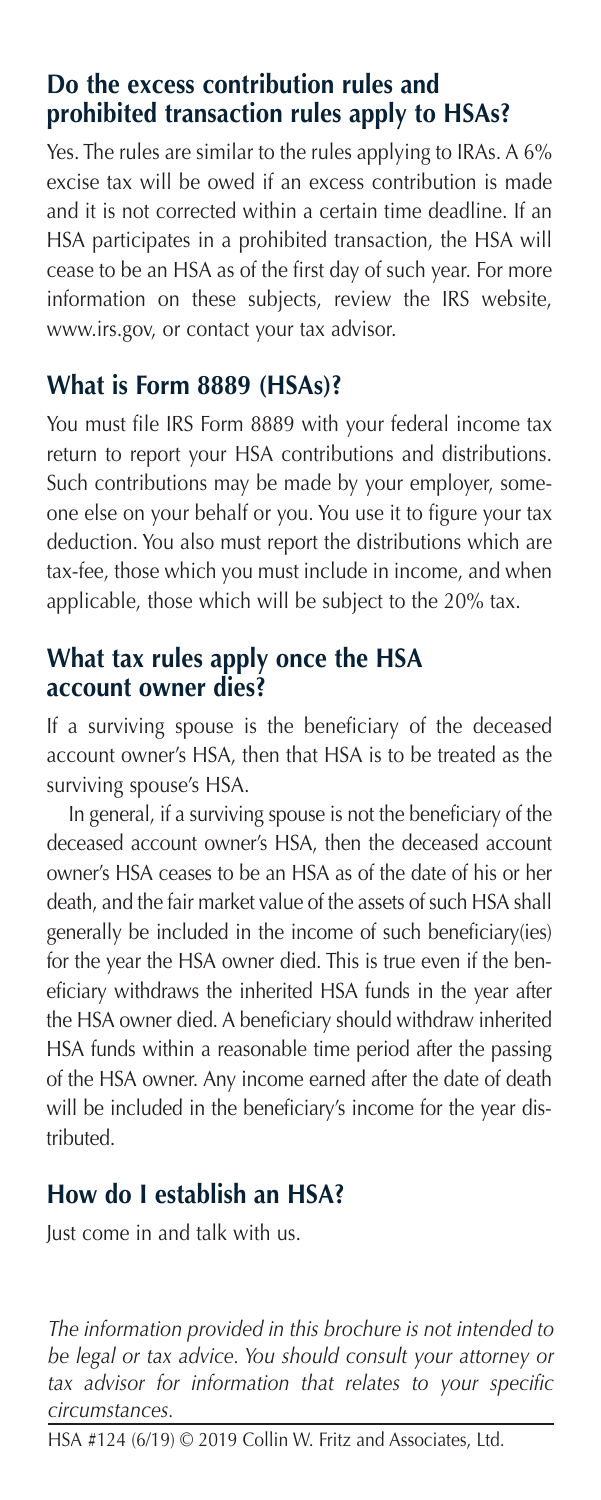## Do the excess contribution rules and prohibited transaction rules apply to HSAs?

Yes. The rules are similar to the rules applying to IRAs. A 6% excise tax will be owed if an excess contribution is made and it is not corrected within a certain time deadline. If an HSA participates in a prohibited transaction, the HSA will cease to be an HSA as of the first day of such year. For more information on these subjects, review the IRS website, www.irs.gov, or contact your tax advisor.

## What is Form 8889 (HSAs)?

You must file IRS Form 8889 with your federal income tax return to report your HSA contributions and distributions. Such contributions may be made by your employer, someone else on your behalf or you. You use it to figure your tax deduction. You also must report the distributions which are tax-fee, those which you must include in income, and when applicable, those which will be subject to the 20% tax.

## What tax rules apply once the HSA account owner dies?

If a surviving spouse is the beneficiary of the deceased account owner's HSA, then that HSA is to be treated as the surviving spouse's HSA.

In general, if a surviving spouse is not the beneficiary of the deceased account owner's HSA, then the deceased account owner's HSA ceases to be an HSA as of the date of his or her death, and the fair market value of the assets of such HSA shall generally be included in the income of such beneficiary(ies) for the year the HSA owner died. This is true even if the beneficiary withdraws the inherited HSA funds in the year after the HSA owner died. A beneficiary should withdraw inherited HSA funds within a reasonable time period after the passing of the HSA owner. Any income earned after the date of death will be included in the beneficiary's income for the year distributed.

## How do I establish an HSA?

Just come in and talk with us.

*The information provided in this brochure is not intended to be legal or tax advice. You should consult your attorney or tax advisor for information that relates to your specific circumstances.*

HSA #124 (6/19) © 2019 Collin W. Fritz and Associates, Ltd.